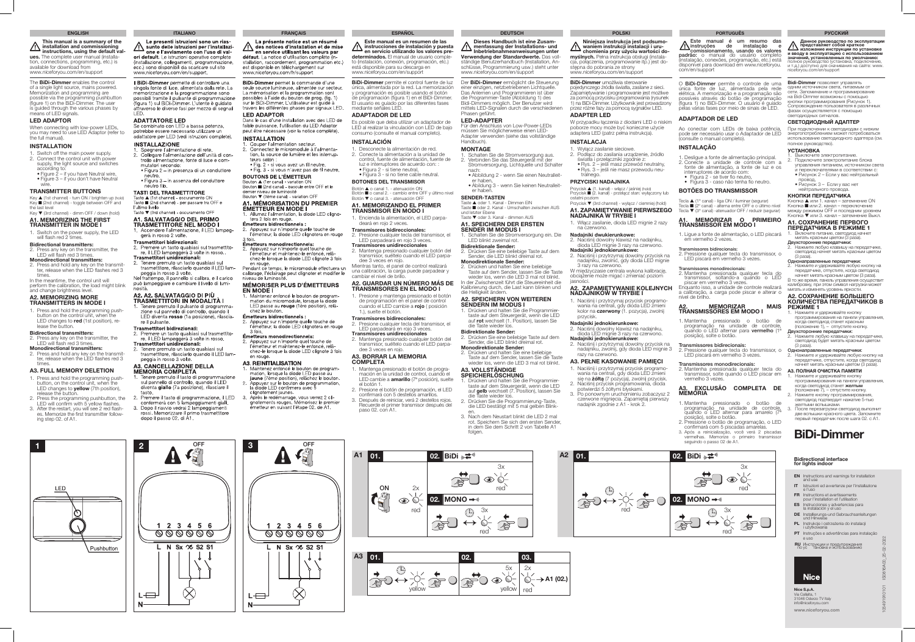## ENGLISH

**⚠ This manual is a summary of the installation and commissioning instructions, using the default values.** The complete user manual (installation, connections, programming, etc.) is available for download from www.niceforyou.com/en/support

The **BiDi-Dimmer** enables the control of a single light source, mains powered. Memorization and programming are possible via the programming pushbutton (figure 1) on the BiDi-Dimmer. The user is guided through the various phases by means of LED signals.

### LED ADAPTOR

When connecting with low-power LEDs, you may need to use LED Adaptor (refer to the full manual).

### INSTALLATION

1. Switch off the main power supply.
2. Connect the control unit with power supply, the light source and switches according to:
   - Figure 2 – if you have Neutral wire,
   - Figure 3 – if you don't have Neutral wire.

### TRANSMITTER BUTTONS

Key ▲ (1st channel) - turn ON / brighten up (hold)
Key ■ (2nd channel) - toggle between OFF and the last level
Key ▼ (3rd channel) - dimm OFF / down (hold)

### A1. MEMORIZING THE FIRST TRANSMITTER IN MODE I

1. Switch on the power supply, the LED will flash red 2 times.

**Bidirectional transmitters:**
2. Press any key on the transmitter, the LED will flash red 3 times.

**Monodirectional transmitters:**
2. Press and hold any key on the transmitter, release when the LED flashes red 3 times.

In the meantime, the control unit will perform the calibration, the load might blink and change brightness level.

### A2. MEMORIZING MORE TRANSMITTERS IN MODE I

1. Press and hold the programming pushbutton on the control unit, when the LED changes to **red** (1st position), release the button.

**Bidirectional transmitters:**
2. Press any key on the transmitter, the LED will flash red 3 times.

**Monodirectional transmitters:**
2. Press and hold any key on the transmitter, release when the LED flashes red 3 times.

### A3. FULL MEMORY DELETION

1. Press and hold the programming pushbutton, on the control unit, when the LED changes to **yellow** (7th position), release the button.
2. Press the programming pushbutton, the LED will confirm with 5 yellow flashes.
3. After the restart, you will see 2 red flashes. Memorize the first transmitter following step 02. of A1.

## ITALIANO

**⚠ Le presenti istruzioni sono un riassunto delle istruzioni per l'installazione e l'avviamento con l'uso di valori default.** Le istruzioni operative complete (installazione, collegamenti, programmazione, ecc.) sono disponibili da scaricare sul sito www.niceforyou.com/en/support.

**Il BiDi-Dimmer** permette di controllare una singola fonte di luce, alimentata dalla rete. La memorizzazione e la programmazione sono possibili tramite il pulsante di programmazione (figura 1) sul BiDi-Dimmer. L'utente è guidato attraverso le diverse fasi per mezzo di segnali LED.

### ADATTATORE LED

Se combinato con LED a bassa potenza, potrebbe essere necessario utilizzare un adattatore per LED (vedi istruzioni complete).

### INSTALLAZIONE

1. Spegnere l'alimentazione di rete.
2. Collegare l'alimentazione dell'unità di controllo alimentazione, fonte di luce e commutatori secondo:
   - Figura 2 – in presenza di un conduttore neutro,
   - Figura 3 – in assenza del conduttore neutro filo.

### TASTI DEL TRASMETTITORE

Tasto ▲ (1st channel) - oscuramento ON
Tasto ■ (2nd channel) - per passare tra OFF e l'ultimo livello
Tasto ▼ (3rd channel) - oscuramento OFF

### A1. SALVATAGGIO DEL PRIMO TRASMETTITORE NEL MODO I

1. Accendere l'alimentazione, il LED lampeggerà in rosso 2 volte.

**Trasmettitori bidirezionali:**
2. Premere un tasto qualsiasi sul trasmettitore, il LED lampeggerà 3 volte in rosso..

**Trasmettitori unidirezionali:**
2. Tenere premuto un tasto qualsiasi sul trasmettitore, rilasciarlo quando il LED lampeggia in rosso 3 volte.

Nel frattempo, il pannello si calibra, e il carico può lampeggiare e cambiare il livello di luminosità.

### A2. A2. SALVATAGGIO DI PIÙ TRASMETTITORI IN MODALITÀ I

1. Tenere premuto il pulsante di programmazione sul pannello di controllo, quando il LED diventa **rosso** (1a posizione), rilasciare il pulsante.

**Trasmettitori bidirezionali:**
2. Premere un tasto qualsiasi sul trasmettitore, il LED lampeggerà 3 volte in rosso.

**Trasmettitori unidirezionali:**
2. Tenere premuto un tasto qualsiasi sul trasmettitore, rilasciarlo quando il LED lampeggia in rosso 3 volte.

### A3. CANCELLAZIONE DELLA MEMORIA COMPLETA

1. Tenere premuto il tasto di programmazione sul pannello di controllo, quando il LED diventa **giallo** (7a posizione), rilasciare il tasto.
2. Premere il tasto di programmazione, il LED confermerà con 5 lampeggiamenti gialli.
3. Dopo il riavvio vedrai 2 lampeggiamenti rossi. Memorizzare il primo trasmettitore dopo il passo 02. di A1.

## FRANÇAIS

**⚠ La présente notice est un résumé des notices d'installation et de mise en service utilisant les valeurs par défaut.** La notice d'utilisation complète (installation, raccordement, programmation etc.) est disponible en téléchargement sur www.niceforyou.com/fr/support

**BiDi-Dimmer** permet la commande d'une seule source lumineuse, alimentée sur secteur. La mémorisation et la programmation sont possibles à l'aide du bouton de prog. (fig. 1) sur le BiDi-Dimmer. L'utilisateur est guidé à travers les différentes phases par signaux LED.

### LED ADAPTOR

Dans le cas d'une installation avec des LED de faible puissance, l'utilisation du LED Adaptor peut être nécessaire (voir la notice complète).

### INSTALLATION

1. Couper l'alimentation secteur.
2. Connectez le micromodule à l'alimentation, la source de lumière et les interrupteurs selon :
   - Fig. 2 - si vous avez un fil neutre,
   - Fig. 3 - si vous n'avez pas de fil neutre.

### BOUTONS DE L'ÉMETTEUR

Bouton ▲ (1er canal) - variation ON
Bouton ■ (2ème canal) - bascule entre OFF et le dernier niveau de luminosité
Bouton ▼ (3ème canal) - variation OFF

### A1. MÉMORISATION DU PREMIER ÉMETTEUR EN MODE I

1. Allumez l'alimentation, la diode LED clignotera 2 fois en rouge.

**Émetteurs bidirectionnels :**
2. Appuyez sur n'importe quelle touche de l'émetteur, la diode LED clignotera en rouge 3 fois.

**Émetteurs monodirectionnels :**
2. Appuyez sur n'importe quelle touche de l'émetteur et maintenez-le enfoncé, relâchez-le lorsque la diode LED clignote 3 fois en rouge.

Pendant ce temps, le micromodule effectuera un calibrage, l'éclairage peut clignoter et modifier le niveau de luminosité.

### MÉMORISER PLUS D'ÉMETTEURS EN MODE I

1. Maintenez enfoncé le bouton de programmation du micromodule, lorsque la diode LED passe au **rouge** (1ère position), relâchez le bouton.

**Émetteurs bidirectionnels :**
2. Appuyez sur n'importe quelle touche de l'émetteur, la diode LED clignotera en rouge 3 fois.

**Émetteurs monodirectionnels :**
2. Appuyez sur n'importe quelle touche de l'émetteur et maintenez-le enfoncé, relâchez-le lorsque la diode LED clignote 3 fois en rouge.

### A3. RÉINITIALISATION

1. Maintenez enfoncé le bouton de programmation, lorsque la diode LED passe au **jaune** (7ème position), relâchez le bouton.
2. Appuyez sur le bouton de programmation, la diode LED confirmera avec 5 clignotements jaunes.
3. Après le redémarrage, vous verrez 2 clignotements rouges. Mémorisez le premier émetteur en suivant l'étape 02. de A1.

## ESPAÑOL

**⚠ Este manual es un resumen de las instrucciones de instalación y puesta en servicio utilizando los valores predeterminados.** El manual de usuario completo (instalación, conexión, programación, etc.) está disponible para su descarga en www.niceforyou.com/en/support

**BiDi-Dimmer** permite el control fuente de luz única, alimentada por la red. La memorización y programación es posible usando el botón de programación (figura 1) en el BiDi-Dimmer. El usuario es guiado por las diferentes fases mediante señales LED.

### ADAPTADOR DE LED

Es posible que deba utilizar un adaptador de LED al realizar la vinculación con LED de bajo consumo (consulte el manual completo).

### INSTALACIÓN

1. Desconecte la alimentación de red.
2. Conecte la alimentación a la unidad de control, fuente de alimentación, fuente de luz e interruptores de acuerdo con:
   - Figura 2 - si tiene neutral.
   - Figura 3 - si no tiene cable neutral.

### BOTONES DEL TRANSMISOR

Botón ▲ o canal 1. - atenuación ON
Botón ■ o canal 2. - cambio entre OFF y último nivel
Botón ▼ o canal 3. - atenuación OFF

### A1. MEMORIZANDO EL PRIMER TRANSMISOR EN MODO I

1. Encienda la alimentación, el LED parpadeará en rojo 2 veces.

**Transmisores bidireccionales:**
2. Presione cualquier tecla del transmisor, el LED parpadeará en rojo 3 veces.

**Transmisores unidireccionales**
2. Mantenga presionado cualquier botón del transmisor, suéltelo cuando el LED parpadee 3 veces en rojo.

Mientras tanto, el panel de control realizará una calibración, la carga puede parpadear y cambiar el nivel de brillo.

### A2. GUARDAR UN NÚMERO MÁS DE TRANSMISORES EN EL MODO I

1. Presione y mantenga presionado el botón de programación en el panel de control cuando el LED cambie a **rojo** (posición 1.), suelte el botón.

**Transmisores bidireccionales:**
2. Presione cualquier tecla del transmisor, el LED parpadeará en rojo 3 veces.

**Transmisores unidireccionales**
2. Mantenga presionado cualquier botón del transmisor, suéltelo cuando el LED parpadee 3 veces en rojo.

### A3. BORRAR LA MEMORIA COMPLETA

1. Mantenga presionado el botón de programación en la unidad de control, cuando el LED cambie a **amarillo** (7ª posición), suelte el botón 1.
2. Presione el botón de programación, el LED confirmará con 5 destellos amarillos.
3. Después de reiniciar, verá 2 destellos rojos. Recuerde el primer transmisor después del paso 02. con A1.

## DEUTSCH

**⚠ Dieses Handbuch ist eine Zusammenfassung der Installations- und Inbetriebnahmeanweisungen unter Verwendung der Standardwerte.** Das vollständige Benutzerhandbuch (Installation, Anschlüsse, Programmierung usw.) steht unter www.niceforyou.com/en/support

Der **BiDi-Dimmer** ermöglicht die Steuerung einer einzigen, netzbetriebenen Lichtquelle. Das Anlernen und Programmieren ist über die Programmier-Taste (Abbildung 1) des BiDi-Dimmers möglich. Der Benutzer wird mittels LED-Signalen durch die verschiedenen Phasen geführt.

### LED-ADAPTER

Für den Anschluss von Low-Power-LEDs müssen Sie möglicherweise einen LED-Adapter verwenden (siehe das vollständige Handbuch).

### MONTAGE

1. Schalten Sie die Stromversorgung aus.
2. Verbinden Sie das Steuergerät mit der Stromversorgung, Lichtquelle und Schalter nach:
   - Abbildung 2 - wenn Sie einen Neutralleiter haben,
   - Abbildung 3 - wenn Sie keinen Neutralleiter haben.

### SENDER-TASTEN

Taste ▲ oder 1. Kanal - Dimmen EIN
Taste ■ oder 2. Kanal - Umschalten zwischen AUS und letzter Ebene
Taste ▼ oder 3. Kanal - dimmen AUS

### A1. SPEICHERN DER ERSTEN SENDER IM MODUS I

1. Schalten Sie die Stromversorgung ein. Die LED blinkt zweimal rot.

**Bidirektionale Sender:**
2. Drücken Sie eine beliebige Taste auf dem Sender, die LED blinkt dreimal rot.

**Monodirektionale Sender:**
2. Drücken und halten Sie eine beliebige Taste auf dem Sender, lassen Sie die Taste wieder los, wenn die LED 3 mal rot blinkt.

In der Zwischenzeit führt die Steuereinheit die Kalibrierung durch, die Last kann blinken und die Helligkeit ändern.

### A2. SPEICHERN VON WEITEREN SENDERN IM MODUS I

1. Drücken und halten Sie die Programmiertaste auf dem Steuergerät, wenn die LED auf **rot** wechselt (1. Position), lassen Sie die Taste wieder los.

**Bidirektionale Sender:**
2. Drücken Sie eine beliebige Taste auf dem Sender, die LED blinkt dreimal rot.

**Monodirektionale Sender:**
2. Drücken und halten Sie eine beliebige Taste auf dem Sender, lassen Sie die Taste wieder los, wenn die LED 3 mal rot blinkt.

### A3. VOLLSTÄNDIGE SPEICHERLÖSCHUNG

1. Drücken und halten Sie die Programmiertaste auf dem Steuergerät, wenn die LED auf **gelb** wechselt (7. Position), lassen Sie die Taste wieder los.
2. Drücken Sie die Programmierung-Taste, die LED bestätigt mit 5 mal gelben Blinken.
3. Nach dem Neustart blinkt die LED 2 mal rot. Speichern Sie sich den ersten Sender, in dem Sie dem Schritt 2 von Tabelle A1 folgen.

## POLSKI

**⚠ Niniejsza instrukcja jest podsumowaniem instrukcji instalacji i uruchomienia przy użyciu wartości domyślnych.** Pełna instrukcja obsługi (instalacja, połączenia, programowanie itp.) jest dostępna do pobrania ze strony www.niceforyou.com/en/support

**BiDi-Dimmer** umożliwia sterowanie pojedynczego źródła światła, zasilane z sieci. Zapamiętywanie i programowanie jest możliwe za pomocą przycisku programowania (rysunek 1) na BiDi-Dimmer. Użytkownik jest prowadzony przez różne fazy za pomocą sygnałów LED.

### ADAPTER LED

W przypadku łączenia z diodami LED o niskim poborze mocy może być konieczne użycie adaptera LED (patrz pełna instrukcja).

### INSTALACJA

1. Wyłącz zasilanie sieciowe.
2. Podłącz do zasilania urządzenie, źródło światła i przełączniki zgodnie z:
   - Rys. 2 – jeśli masz przewód neutralny,
   - Rys. 3 – jeśli nie masz przewodu neutralnego.

### PRZYCISKI NADAJNIKA

Przycisk ▲ (1. kanał) - włącz / jaśniej (hold)
Przycisk ■ (2. kanał) - przełącz stan; wyłączony lub ostatni poziom
Przycisk ▼ (3rd channel) - wyłącz / ciemniej (hold)

### A1. ZAPAMIĘTYWANIE PIERWSZEGO NADAJNIKA W TRYBIE I

1. Włącz zasilanie, dioda LED mignie 2 razy na czerwono.

**Nadajniki dwukierunkowe:**
2. Naciśnij dowolny klawisz na nadajniku, dioda LED mignie 3 razy na czerwono.

**Nadajniki jednokierunkowe:**
2. Naciśnij i przytrzymaj dowolny przycisk na nadajniku, zwolnij, gdy dioda LED mignie 3 razy na czerwono.

W międzyczasie centrala wykona kalibrację, obciążenie może migać i zmieniać poziom jasności.

### A2. ZAPAMIĘTYWANIE KOLEJNYCH NADAJNIKÓW W TRYBIE I

1. Naciśnij i przytrzymaj przycisk programowania na centrali, gdy dioda LED zmieni kolor na **czerwony** (1. pozycja), zwolnij przycisk.

**Nadajniki jednokierunkowe:**
2. Naciśnij dowolny klawisz na nadajniku, dioda LED mignie 3 razy na czerwono.

**Nadajniki jednokierunkowe:**
2. Naciśnij i przytrzymaj dowolny przycisk na nadajniku, zwolnij, gdy dioda LED mignie 3 razy na czerwono.

### A3. PEŁNE KASOWANIE PAMIĘCI

1. Naciśnij i przytrzymaj przycisk programowania na centrali, gdy dioda LED zmieni się na **żółtą** (7 pozycja), zwolnij przycisk.
2. Naciśnij przycisk programowania, dioda potwierdzi 5 żółtymi błyskami.
3. Po ponownym uruchomieniu zobaczysz 2 czerwone mignięcia. Zapamiętaj pierwszy nadajnik zgodnie z A1 - krok 2.

## PORTUGUÊS

**⚠ Este manual é um resumo das instruções de instalação e comissionamento, usando os valores padrão:** o manual do usuário completo (instalação, conexões, programação, etc.) está disponível para download em www.niceforyou.com/en/support

O **BiDi-Dimmer** permite o controle de uma única fonte de luz, alimentada pela rede elétrica. A memorização e a programação são possíveis através do botão de programação (figura 1) no BiDi-Dimmer. O usuário é guiado pelas várias fases por meio de sinais de LED.

### ADAPTADOR DE LED

Ao conectar com LEDs de baixa potência, pode ser necessário usar o Adaptador de LED (consulte o manual completo).

### INSTALAÇÃO

1. Desligue a fonte de alimentação principal.
2. Conecte a unidade de controle com a fonte de alimentação, a fonte de luz e os interruptores de acordo com:
   - Figura 2 - se tiver fio neutro,
   - Figura 3 - caso não tenha fio neutro.

### BOTÕES DO TRANSMISSOR

Tecla ▲ (1° canal) - liga ON / iluminar (segurar)
Tecla ■ (2° canal) - alterna entre OFF e o último nível
Tecla ▼ (3° canal) - atenuador OFF / reduzir (segurar)

### A1. MEMORIZAR O PRIMEIRO TRANSMISSOR EM MODO I

1. Ligue a fonte de alimentação, o LED piscará em vermelho 2 vezes.

**Transmissores bidirecionais:**
2. Pressione qualquer tecla do transmissor, o LED piscará em vermelho 3 vezes.

**Transmissores monodirecionais:**
2. Mantenha pressionada qualquer tecla do transmissor, soltando-a quando o LED piscar em vermelho 3 vezes.

Enquanto isso, a unidade de controle realizará a calibração, a carga pode piscar e alterar o nível de brilho.

### A2. MEMORIZAR MAIS TRANSMISSORES EM MODO I

1. Mantenha pressionado o botão de programação na unidade de controle, quando o LED alternar para **vermelho** (1ª posição), solte o botão.

**Transmissores bidirecionais:**
2. Pressione qualquer tecla do transmissor, o LED piscará em vermelho 3 vezes.

**Transmissores monodirecionais:**
2. Mantenha pressionada qualquer tecla do transmissor, solte quando o LED piscar em vermelho 3 vezes.

### A3. EXCLUSÃO COMPLETA DE MEMÓRIA

1. Mantenha pressionado o botão de programação na unidade de controle, quando o LED alternar para amarelo (7ª posição), solte o botão.
2. Pressione o botão de programação, o LED confirmará com 5 piscadas amarelas.
3. Após a reinicialização, você verá 2 piscadas vermelhas. Memorize o primeiro transmissor seguindo o passo 02 de A1.

## РУССКИЙ

**⚠ Данное руководство по эксплуатации представляет собой краткое изложение инструкций по установке и вводу в эксплуатацию с использованием значений, установленных по умолчанию:** полное руководство (установка, подключение, и т.д.) доступно для скачивания на сайте: www.niceforyou.com/en/support

**Bidi-Dimmer** позволяет управлять одним источником света, питаемым от сети. Запоминание и программирование на BiDi-Dimmer возможны с помощью кнопки программирования (Рисунок 1). Сопровождение пользователя в различных фазах осуществляется с помощью светодиодных сигналов.

### СВЕТОДИОДНЫЙ АДАПТЕР

При подключении к светодиодам с низким энергопотреблением может потребоваться использование светодиодного адаптера (см. полное руководство).

### УСТАНОВКА

1. Выключите электропитание.
2. Подключите электропитание блока управления питанием, источником света и переключателями в соответствии с:
   - Рисунок 2 – Если у вас нейтральный провод,
   - Рисунок 3 – Если у вас нет нейтрального провода.

### КНОПКИ ПЕРЕДАТЧИКА

Кнопка ▲ или 1. канал – затемнение ON
Кнопка ■ или 2. канал – переключение между режимами OFF и последним уровнем
Кнопка ▼ или 3. канал – затемнение Выкл.

### A1. СОХРАНЕНИЕ ПЕРВОГО ПЕРЕДАТЧИКА В РЕЖИМЕ 1

1. Включите питание, светодиод начнет мигать красным цветом (2 раза).

**Двухсторонние передатчики:**
2. Нажмите любую клавишу на передатчике, светодиод начнет мигать красным цветом (3 раза).

**Однонаправленные передатчики:**
2. Нажмите и удерживайте любую кнопку на передатчике, отпустите, когда светодиод начнет мигать красным цветом (3 раза).

В то же время, панель управления осуществит калибровку, при этом символ нагрузки может мигать и изменять уровень яркости.

### A2. СОХРАНЕНИЕ БОЛЬШЕГО КОЛИЧЕСТВА ПЕРЕДАТЧИКОВ В РЕЖИМЕ 1

1. Нажмите и удерживайте кнопку программирования на панели управления, когда светодиод станет красным (положение 1), – отпустите кнопку.

**Двухсторонние передатчики:**
2. Нажмите любую клавишу на передатчике, светодиод будет мигать красным цветом (3 раза).

**Однонаправленные передатчики:**
2. Нажмите и удерживайте любую кнопку на передатчике, отпустите, когда светодиод начнет мигать красным цветом (3 раза).

### A3. ПОЛНАЯ ОЧИСТКА ПАМЯТИ

1. Нажмите и удерживайте кнопку программирования на панели управления, когда светодиод станет **желтым** (положение 7), – отпустите кнопку.
2. Нажмите кнопку программирования, светодиод подтвердит нажатие 5-тью желтыми вспышками.
3. После перезагрузки светодиод выполнит две вспышки красного цвета. Запомните первый передатчик после шага 02. с A1.

---

1
LED
Pushbutton

2
OFF
1 2 3 4 5 6
L N Sx S2 S1
L
N

3
OFF
1 2 3 4 5 6
L N Sx S2 S1
L
N

A1
01.
ON
2x
red
02. BiDi
3x
red
02. MONO
3x
red

A2
01.
02. BiDi
3x
red
02. MONO
3x
red

A3
01.
yellow
02.
5x
yellow
03.
2x
red
A1 (02.)

---

# BiDi-Dimmer

**Bidirectional interface for lights indoor**

- **EN** Instructions and warnings for installation and use
- **IT** Istruzioni ed avvertenze per l'installazione e l'uso
- **FR** Instructions et avertissements pour l'installation et l'utilisation
- **ES** Instrucciones y advertencias para la instalación y el uso
- **DE** Installierungs-und Gebrauchsanleitungen und Hinweise
- **PL** Instrukcje i ostrzeżenia do instalacji i użytkowania
- **PT** Instruções e advertências para instalação e uso
- **RU** Инструкции и предупреждения по установке и использованию

Nice

**Nice S.p.A.**
Via Callalta, 1
31046 Oderzo TV Italy
info@niceforyou.com

**www.niceforyou.com**

IS0636A00_25-02-2022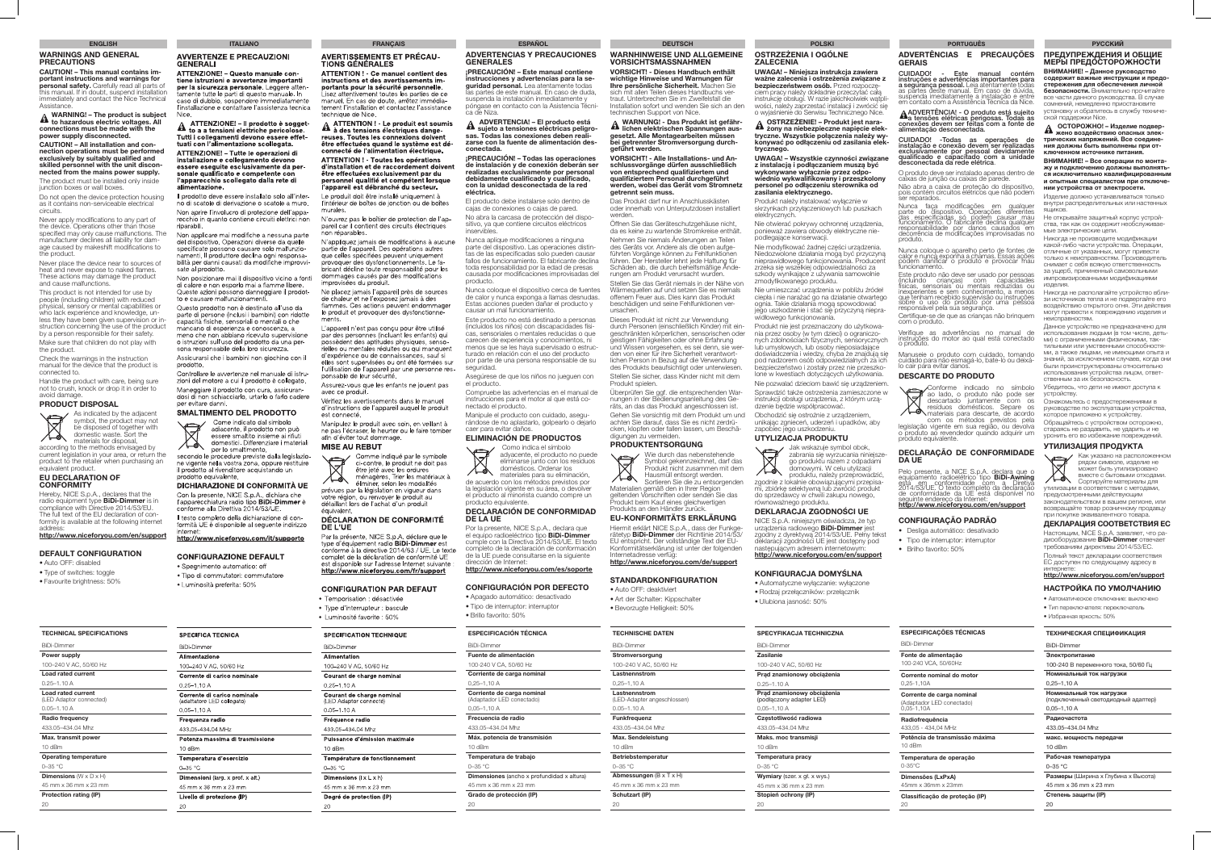ENGLISH

## WARNINGS AND GENERAL PRECAUTIONS

**CAUTION! – This manual contains important instructions and warnings for personal safety.** Carefully read all parts of this manual. If in doubt, suspend installation immediately and contact the Nice Technical Assistance.

**WARNING! – The product is subject to hazardous electric voltages. All connections must be made with the power supply disconnected.**

**CAUTION! – All installation and connection operations must be performed exclusively by suitably qualified and skilled personnel with the unit disconnected from the mains power supply.**

The product must be installed only inside junction boxes or wall boxes.

Do not open the device protection housing as it contains non-serviceable electrical circuits.

Never apply modifications to any part of the device. Operations other than those specified may only cause malfunctions. The manufacturer declines all liability for damage caused by makeshift modifications to the product.

Never place the device near to sources of heat and never expose to naked flames. These actions may damage the product and cause malfunctions.

This product is not intended for use by people (including children) with reduced physical, sensory or mental capabilities or who lack experience and knowledge, unless they have been given supervision or instruction concerning the use of the product by a person responsible for their safety.

Make sure that children do not play with the product.

Check the warnings in the instruction manual for the device that the product is connected to.

Handle the product with care, being sure not to crush, knock or drop it in order to avoid damage.

## PRODUCT DISPOSAL

As indicated by the adjacent symbol, the product may not be disposed of together with domestic waste. Sort the materials for disposal, according to the methods envisaged by current legislation in your area, or return the product to the retailer when purchasing an equivalent product.

## EU DECLARATION OF CONFORMITY

Hereby, NICE S.p.A., declares that the radio equipment type **BiDi-Dimmer** is in compliance with Directive 2014/53/EU. The full text of the EU declaration of conformity is available at the following internet address:

**http://www.niceforyou.com/en/support**

## DEFAULT CONFIGURATION

- Auto OFF: disabled
- Type of switches: toggle
- Favourite brightness: 50%

| TECHNICAL SPECIFICATIONS | |
|---|---|
| BiDi-Dimmer | |
| **Power supply** | 100-240 V AC, 50/60 Hz |
| **Load rated current** | 0.25–1.10 A |
| **Load rated current** (LED Adaptor connected) | 0.05–1.10 A |
| **Radio frequency** | 433.05–434.04 Mhz |
| **Max. transmit power** | 10 dBm |
| **Operating temperature** | 0–35 °C |
| **Dimensions** (W x D x H) | 45 mm x 36 mm x 23 mm |
| **Protection rating (IP)** | 20 |

ITALIANO

## AVVERTENZE E PRECAUZIONI GENERALI

**ATTENZIONE! – Questo manuale contiene istruzioni e avvertenze importanti per la sicurezza personale.** Leggere attentamente tutte le parti di questo manuale. In caso di dubbio, sospendere immediatamente l'installazione e contattare l'assistenza tecnica Nice.

**ATTENZIONE! – Il prodotto è soggetto a tensioni elettriche pericolose. Tutti i collegamenti devono essere effettuati con l'alimentazione scollegata.**

**ATTENZIONE! – Tutte le operazioni di installazione e collegamento devono essere eseguite esclusivamente da personale qualificato e competente con l'apparecchio scollegato dalla rete di alimentazione.**

Il prodotto deve essere installato solo all'interno di scatole di derivazione o scatole a muro.

Non aprire l'involucro di protezione dell'apparecchio in quanto contiene circuiti elettrici non riparabili.

Non applicare mai modifiche a nessuna parte del dispositivo. Operazioni diverse da quelle specificate possono causare solo malfunzionamenti. Il produttore declina ogni responsabilità per danni causati da modifiche improvvisate al prodotto.

Non posizionare mai il dispositivo vicino a fonti di calore e non esporlo mai a fiamme libere. Queste azioni possono danneggiare il prodotto e causare malfunzionamenti.

Questo prodotto non è destinato all'uso da parte di persone (inclusi i bambini) con ridotte capacità fisiche, sensoriali o mentali o che mancano di esperienza e conoscenza, a meno che non abbiano ricevuto supervisione o istruzioni sull'uso del prodotto da una persona responsabile della loro sicurezza.

Assicurarsi che i bambini non giochino con il prodotto.

Controllare le avvertenze nel manuale di istruzioni del motore a cui il prodotto è collegato.

Maneggiare il prodotto con cura, assicurandosi di non schiacciarlo, urtarlo o farlo cadere per evitare danni.

## SMALTIMENTO DEL PRODOTTO

Come indicato dal simbolo adiacente, il prodotto non può essere smaltito insieme ai rifiuti domestici. Differenziare i materiali per lo smaltimento, secondo le procedure previste dalla legislazione vigente nella vostra zona, oppure restituire il prodotto al rivenditore acquistando un prodotto equivalente.

## DICHIARAZIONE DI CONFORMITÀ UE

Con la presente, NICE S.p.A., dichiara che l'apparecchiatura radio tipo **BiDi-Dimmer** è conforme alla Direttiva 2014/53/UE.

Il testo completo della dichiarazione di conformità UE è disponibile al seguente indirizzo internet:

**http://www.niceforyou.com/it/supporto**

## CONFIGURAZIONE DEFAULT

- Spegnimento automatico: off
- Tipo di commutatori: commutatore
- Luminosità preferita: 50%

| SPECIFICA TECNICA | |
|---|---|
| BiDi-Dimmer | |
| **Alimentazione** | 100–240 V AC, 50/60 Hz |
| **Corrente di carico nominale** | 0,25–1,10 A |
| **Corrente di carico nominale** (adattatore LED collegato) | 0,05–1,10 A |
| **Frequenza radio** | 433,05–434,04 Mhz |
| **Potenza massima di trasmissione** | 10 dBm |
| **Temperatura d'esercizio** | 0–35 °C |
| **Dimensioni** (larg. x prof. x alt.) | 45 mm x 36 mm x 23 mm |
| **Livello di protezione (IP)** | 20 |

FRANÇAIS

## AVERTISSEMENTS ET PRÉCAUTIONS GÉNÉRALES

**ATTENTION ! - Ce manuel contient des instructions et des avertissements importants pour la sécurité personnelle.** Lisez attentivement toutes les parties de ce manuel. En cas de doute, arrêtez immédiatement l'installation et contactez l'assistance technique de Nice.

**ATTENTION ! - Le produit est soumis à des tensions électriques dangereuses. Toutes les connexions doivent être effectuées quand le système est déconnecté de l'alimentation électrique.**

**ATTENTION ! - Toutes les opérations d'installation et de raccordement doivent être effectuées exclusivement par un personnel qualifié et compétent lorsque l'appareil est débranché du secteur.**

Le produit doit être installé uniquement à l'intérieur de boîtes de jonction ou de boîtes murales.

N'ouvrez pas le boîtier de protection de l'appareil car il contient des circuits électriques non réparables.

N'appliquez jamais de modifications à aucune partie de l'appareil. Des opérations autres que celles spécifiées peuvent uniquement provoquer des dysfonctionnements. Le fabricant décline toute responsabilité pour les dommages causés par des modifications improvisées du produit.

Ne placez jamais l'appareil près de sources de chaleur et ne l'exposez jamais à des flammes. Ces actions peuvent endommager le produit et provoquer des dysfonctionnements.

L'appareil n'est pas conçu pour être utilisé par des personnes (incluant les enfants) qui possèdent des aptitudes physiques, sensorielles ou mentales réduites ou qui manquent d'expérience ou de connaissances, sauf si elles sont supervisées ou ont été formées sur l'utilisation de l'appareil par une personne responsable de leur sécurité.

Assurez-vous que les enfants ne jouent pas avec ce produit.

Vérifiez les avertissements dans le manuel d'instructions de l'appareil auquel le produit est connecté.

Manipulez le produit avec soin, en veillant à ne pas l'écraser, le heurter ou le faire tomber afin d'éviter tout dommage.

## MISE AU REBUT

Comme indiqué par le symbole ci-contre, le produit ne doit pas être jeté avec les ordures ménagères. Trier les matériaux à éliminer, selon les modalités prévues par la législation en vigueur dans votre région, ou renvoyer le produit au détaillant lors de l'achat d'un produit équivalent.

## DÉCLARATION DE CONFORMITÉ DE L'UE

Par la présente, NICE S.p.A. déclare que le type d'équipement radio **BiDi-Dimmer** est conforme à la directive 2014/53 / UE. Le texte complet de la déclaration de conformité UE est disponible sur l'adresse Internet suivante: **http://www.niceforyou.com/fr/support**

## CONFIGURATION PAR DEFAUT

- Temporisation : désactivée
- Type d'interrupteur : bascule
- Luminosité favorite : 50%

| SPECIFICATION TECHNIQUE | |
|---|---|
| BiDi-Dimmer | |
| **Alimentation** | 100–240 V AC, 50/60 Hz |
| **Courant de charge nominal** | 0,25–1,10 A |
| **Courant de charge nominal** (LED Adaptor connecté) | 0,05–1,10 A |
| **Fréquence radio** | 433,05–434,04 Mhz |
| **Puissance d'émission maximale** | 10 dBm |
| **Température de fonctionnement** | 0–35 °C |
| **Dimensions** (l x L x H) | 45 mm x 36 mm x 23 mm |
| **Degré de protection (IP)** | 20 |

ESPAÑOL

## ADVERTENCIAS Y PRECAUCIONES GENERALES

**¡PRECAUCIÓN! – Este manual contiene instrucciones y advertencias para la seguridad personal.** Lea atentamente todas las partes de este manual. En caso de duda, suspenda la instalación inmediatamente y póngase en contacto con la Asistencia Técnica de Nice.

**ADVERTENCIA! – El producto está sujeto a tensiones eléctricas peligrosas. Todas las conexiones deben realizarse con la fuente de alimentación desconectada.**

**¡PRECAUCIÓN! – Todas las operaciones de instalación y de conexión deberán ser realizadas exclusivamente por personal debidamente cualificado y cualificado, con la unidad desconectada de la red eléctrica.**

El producto debe instalarse solo dentro de cajas de conexiones o cajas de pared.

No abra la carcasa de protección del dispositivo, ya que contiene circuitos eléctricos inservibles.

Nunca aplique modificaciones a ninguna parte del dispositivo. Las operaciones distintas de las especificadas solo pueden causar fallos de funcionamiento. El fabricante declina toda responsabilidad por los daños causados por modificaciones improvisadas del producto.

Nunca coloque el dispositivo cerca de fuentes de calor y nunca exponga a llamas desnudas. Estas acciones pueden dañar el producto y causar un mal funcionamiento.

Este producto no está destinado a personas (incluidos los niños) con discapacidades físicas, sensoriales o mentales reducidas o que carecen de experiencia y conocimientos, ni menos que se les haya supervisado o estructurado en relación con el uso del producto por parte de una persona responsable de su seguridad.

Asegúrese de que los niños no jueguen con el producto.

Compruebe las advertencias en el manual de instrucciones para el motor al que está conectado el producto.

Manipule el producto con cuidado, asegurándose de no aplastarlo, golpearlo o dejarlo caer para evitar daños.

## ELIMINACIÓN DE PRODUCTOS

Como indica el símbolo adyacente, el producto no puede eliminarse junto con los residuos domésticos. Ordenar los materiales para su eliminación, de acuerdo con los métodos previstos por la legislación vigente en su área, o devolver el producto al minorista cuando compre un producto equivalente.

## DECLARACIÓN DE CONFORMIDAD DE LA UE

Por la presente, NICE S.p.A., declara que el equipo radioeléctrico tipo **BiDi-Dimmer** cumple con la Directiva 2014/53/UE. El texto completo de la declaración de conformidad de la UE puede consultarse en la siguiente dirección de Internet:

**http://www.niceforyou.com/es/soporte**

## CONFIGURACIÓN POR DEFECTO

- Apagado automático: desactivado
- Tipo de interruptor: interruptor
- Brillo favorito: 50%

| ESPECIFICACIÓN TÉCNICA | |
|---|---|
| BiDi-Dimmer | |
| **Fuente de alimentación** | 100-240 VCA, 50/60 Hz |
| **Corriente de carga nominal** | 0,25–1,10 A |
| **Corriente de carga nominal** (Adaptador LED conectado) | 0,05–1,10 A |
| **Frecuencia de radio** | 433,05–434,04 Mhz |
| **Máx. potencia de transmisión** | 10 dBm |
| **Temperatura de trabajo** | 0–35 °C |
| **Dimensiones** (ancho x profundidad x altura) | 45 mm x 36 mm x 23 mm |
| **Grado de protección (IP)** | 20 |

DEUTSCH

## WARNHINWEISE UND ALLGEMEINE VORSICHTSMASSNAHMEN

**VORSICHT! - Dieses Handbuch enthält wichtige Hinweise und Warnungen für Ihre persönliche Sicherheit.** Machen Sie sich mit allen Teilen dieses Handbuchs vertraut. Unterbrechen Sie im Zweifelsfall die Installation sofort und wenden Sie sich an den technischen Support von Nice.

**WARNUNG! - Das Produkt ist gefährlichen elektrischen Spannungen ausgesetzt. Alle Montagearbeiten müssen bei getrennter Stromversorgung durchgeführt werden.**

**VORSICHT! - Alle Installations- und Anschlussvorgänge dürfen ausschließlich von entsprechend qualifiziertem und qualifiziertem Personal durchgeführt werden, wobei das Gerät vom Stromnetz getrennt sein muss.**

Das Produkt darf nur in Anschlusskästen oder innerhalb von Unterputzdosen installiert werden.

Öffnen Sie das Geräteschutzgehäuse nicht, da es keine zu wartende Stromkreise enthält.

Nehmen Sie niemals Änderungen an Teilen des Geräts vor. Andere als die oben aufgeführten Vorgänge können zu Fehlfunktionen führen. Der Hersteller lehnt jede Haftung für Schäden ab, die durch behelfsmäßige Änderungen am Produkt verursacht wurden.

Stellen Sie das Gerät niemals in der Nähe von Wärmequellen auf und setzen Sie es niemals offenem Feuer aus. Dies kann das Produkt beschädigen und seine Fehlfunktionen verursachen.

Dieses Produkt ist nicht zur Verwendung durch Personen (einschließlich Kinder) mit eingeschränkten körperlichen, sensorischen oder geistigen Fähigkeiten oder ohne Erfahrung und Wissen vorgesehen, es sei denn, sie werden von einer für ihre Sicherheit verantwortlichen Person im Bezug auf die Verwendung des Produkts beaufsichtigt oder unterwiesen.

Stellen Sie sicher, dass Kinder nicht mit dem Produkt spielen.

Überprüfen Sie ggf. die entsprechenden Warnungen in der Bedienungsanleitung des Geräts, an das das Produkt angeschlossen ist.

Gehen Sie vorsichtig mit dem Produkt um und achten Sie darauf, dass Sie es nicht zerdrücken, klopfen Sie nicht darauf oder lassen Sie es nicht fallen, um Beschädigungen zu vermeiden.

## PRODUKTENTSORGUNG

Wie durch das nebenstehende Symbol gekennzeichnet, darf das Produkt nicht zusammen mit dem Hausmüll entsorgt werden. Sortieren Sie die zu entsorgenden Materialien gemäß den in Ihrer Region geltenden Vorschriften oder senden Sie das Produkt beim Kauf eines gleichwertigen Produkts an den Händler zurück.

## EU-KONFORMITÄTS ERKLÄRUNG

Hiermit erklärt NICE S.p.A., dass der Funkgerätetyp **BiDi-Dimmer** der Richtlinie 2014/53/EU entspricht. Der vollständige Text der EU-Konformitätserklärung ist unter der folgenden Internetadresse verfüg:

**http://www.niceforyou.com/de/support**

## STANDARDKONFIGURATION

- Auto OFF: deaktiviert
- Art der Schalter: Kippschalter
- Bevorzugte Helligkeit: 50%

| TECHNISCHE DATEN | |
|---|---|
| BiDi-Dimmer | |
| **Stromversorgung** | 100-240 V AC, 50/60 Hz |
| **Lastnennstrom** | 0,25–1,10 A |
| **Lastnennstrom** (LED-Adapter angeschlossen) | 0,05–1,10 A |
| **Funkfrequenz** | 433,05–434,04 Mhz |
| **Max. Sendeleistung** | 10 dBm |
| **Betriebstemperatur** | 0–35 °C |
| **Abmessungen** (B x T x H) | 45 mm x 36 mm x 23 mm |
| **Schutzart (IP)** | 20 |

POLSKI

## OSTRZEŻENIA I OGÓLNE ZALECENIA

**UWAGA! – Niniejsza instrukcja zawiera ważne zalecenia i ostrzeżenia związane z bezpieczeństwem osób.** Przed rozpoczęciem pracy należy dokładnie przeczytać całą instrukcję obsługi. W razie jakichkolwiek wątpliwości, należy zaprzestać instalacji i zwrócić się o wyjaśnienie do Serwisu Technicznego Nice.

**OSTRZEŻENIE! – Produkt jest narażony na niebezpieczne napięcie elektryczne. Wszystkie połączenia należy wykonywać po odłączeniu od zasilania elektrycznego.**

**UWAGA! – Wszystkie czynności związane z instalacją i podłączaniem muszą być wykonywane wyłącznie przez odpowiednio wykwalifikowany i przeszkolony personel po odłączeniu sterownika od zasilania elektrycznego.**

Produkt należy instalować wyłącznie w skrzynkach przyłączeniowych lub puszkach elektrycznych.

Nie otwierać pokrywy ochronnej urządzenia, ponieważ zawiera obwody elektryczne niepodlegające konserwacji.

Nie modyfikować żadnej części urządzenia. Niedozwolone działania mogą być przyczyną nieprawidłowego funkcjonowania. Producent zrzeka się wszelkiej odpowiedzialności za szkody wynikające z używania samowolnie zmodyfikowanego produktu.

Nie umieszczać urządzenia w pobliżu źródeł ciepła i nie narażać go na działanie otwartego ognia. Takie działania mogą spowodować jego uszkodzenie i stać się przyczyną nieprawidłowego funkcjonowania.

Produkt nie jest przeznaczony do użytkowania przez osoby (w tym dzieci) o ograniczonych zdolnościach fizycznych, sensorycznych lub umysłowych, lub osoby nieposiadające doświadczenia i wiedzy, chyba że znajdują się pod nadzorem osób odpowiedzialnych za ich bezpieczeństwo i zostały przez nie przeszkolone w kwestiach dotyczących użytkowania.

Nie pozwalać dzieciom bawić się urządzeniem.

Sprawdzić także ostrzeżenia zamieszczone w instrukcji obsługi urządzenia, z którym urządzenie będzie współpracować.

Obchodzić się ostrożnie z urządzeniem, unikając zgnieceń, uderzeń i upadków, aby zapobiec jego uszkodzeniu.

## UTYLIZACJA PRODUKTU

Jak wskazuje symbol obok, zabrania się wyrzucania niniejszego produktu razem z odpadami domowymi. W celu utylizacji produktu, należy przeprowadzić, zgodnie z lokalnie obowiązującymi przepisami, zbiórkę selektywną lub zwrócić produkt do sprzedawcy w chwili zakupu nowego, równoważnego produktu.

## DEKLARACJA ZGODNOŚCI UE

NICE S.p.A. niniejszym oświadcza, że typ urządzenia radiowego **BiDi-Dimmer** jest zgodny z dyrektywą 2014/53/UE. Pełny tekst deklaracji zgodności UE jest dostępny pod następującym adresem internetowym:

**http://www.niceforyou.com/en/support**

## KONFIGURACJA DOMYŚLNA

- Automatyczne wyłączanie: wyłączone
- Rodzaj przełączników: przełącznik
- Ulubiona jasność: 50%

| SPECYFIKACJA TECHNICZNA | |
|---|---|
| BiDi-Dimmer | |
| **Zasilanie** | 100-240 V AC, 50/60 Hz |
| **Prąd znamionowy obciążenia** | 0,25–1,10 A |
| **Prąd znamionowy obciążenia** (podłączony adapter LED) | 0,05–1,10 A |
| **Częstotliwość radiowa** | 433,05–434,04 Mhz |
| **Maks. moc transmisji** | 10 dBm |
| **Temperatura pracy** | 0–35 °C |
| **Wymiary** (szer. x gł. x wys.) | 45 mm x 36 mm x 23 mm |
| **Stopień ochrony (IP)** | 20 |

PORTUGUÊS

## ADVERTÊNCIAS E PRECAUÇÕES GERAIS

**CUIDADO! - Este manual contém instruções e advertências importantes para a segurança pessoal.** Leia atentamente todas as partes deste manual. Em caso de dúvida, suspenda imediatamente a instalação e entre em contato com a Assistência Técnica da Nice.

**ADVERTÊNCIA! - O produto está sujeito a tensões elétricas perigosas. Todas as conexões devem ser feitas com a fonte de alimentação desconectada.**

**CUIDADO! -Todas as operações de instalação e conexão devem ser realizadas exclusivamente por pessoal devidamente qualificado e capacitado com a unidade desconectada da rede elétrica.**

O produto deve ser instalado apenas dentro de caixas de junção ou caixas de parede.

Não abra a caixa de proteção do dispositivo, pois contém circuitos elétricos que não podem ser reparados.

Nunca faça modificações em qualquer parte do dispositivo. Operações diferentes das especificadas só podem causar mau funcionamento. O fabricante declina qualquer responsabilidade por danos causados em decorrência de modificações improvisadas no produto.

Nunca coloque o aparelho perto de fontes de calor e nunca exponha a chamas. Essas ações podem danificar o produto e provocar mau funcionamento.

Este produto não deve ser usado por pessoas (incluindo crianças) com capacidades físicas, sensoriais ou mentais reduzidas ou inexperientes e sem conhecimento, a menos que tenham recebido supervisão ou instruções sobre o uso do produto por uma pessoa responsável pela sua segurança.

Certifique-se de que as crianças não brinquem com o produto.

Verifique as advertências no manual de instruções do motor ao qual está conectado o produto.

Manuseie o produto com cuidado, tomando cuidado para não esmagá-lo, batê-lo ou deixá-lo cair para evitar danos.

## DESCARTE DO PRODUTO

Conforme indicado no símbolo ao lado, o produto não pode ser descartado juntamente com os resíduos domésticos. Separe os materiais para descarte, de acordo com os métodos previstos pela legislação vigente em sua região, ou devolva o produto ao revendedor quando adquirir um produto equivalente.

## DECLARAÇÃO DE CONFORMIDADE DA UE

Pelo presente, a NICE S.p.A. declara que o equipamento radioelétrico tipo **BiDi-Awning** está em conformidade com a Diretiva 2014/53/UE. O texto completo da declaração de conformidade da UE está disponível no seguinte endereço da Internet:

**http://www.niceforyou.com/en/support**

## CONFIGURAÇÃO PADRÃO

- Desliga automático: desativado
- Tipo de interruptor: interruptor
- Brilho favorito: 50%

| ESPECIFICAÇÕES TÉCNICAS | |
|---|---|
| BiDi-Dimmer | |
| **Fonte de alimentação** | 100-240 VCA, 50/60Hz |
| **Corrente nominal do motor** | 0,25-1,10A |
| **Corrente de carga nominal** (Adaptador LED conectado) | 0,05-1,10A |
| **Radiofrequência** | 433,05 - 434,04 MHz |
| **Potência de transmissão máxima** | 10 dBm |
| **Temperatura de operação** | 0-35°C |
| **Dimensões (LxPxA)** | 45mm x 36mm x 23mm |
| **Classificação de proteção (IP)** | 20 |

РУССКИЙ

## ПРЕДУПРЕЖДЕНИЯ И ОБЩИЕ МЕРЫ ПРЕДОСТОРОЖНОСТИ

**ВНИМАНИЕ! – Данное руководство содержит важные инструкции и предостережения для обеспечения личной безопасности.** Внимательно прочитайте все части данного руководства. В случае сомнений, немедленно приостановите установку и обратитесь в службу технической поддержки Nice.

**ОСТОРОЖНО! – Изделие подвержено воздействию опасных электрических напряжений. Все соединения должны быть выполнены при отключенном источнике питания.**

**ВНИМАНИЕ! – Все операции по монтажу и подключению должны выполняться исключительно квалифицированным и опытным специалистом при отключенном устройстве от электросети.**

Изделие должно устанавливаться только внутри распределительных или настенных ящиков.

Не открывайте защитный корпус устройства, так как он содержит необслуживаемые электрические цепи.

Никогда не производите модификации какой-либо части устройства. Операции, отличные от указанных, могут привести только к неисправностям. Производитель снимает с себя всякую ответственность за ущерб, причиненный самовольными импровизированными модификациями изделия.

Никогда не располагайте устройство вблизи источников тепла и не подвергайте его воздействию открытого огня. Эти действия могут привести к повреждению изделия и неисправностям.

Данное устройство не предназначено для использования людьми (в том числе, детьми) с ограниченными физическими, тактильными или умственными способностями, а также лицами, не имеющими опыта и знаний, за исключением случаев, когда они были проинструктированы относительно использования устройства лицом, ответственным за их безопасность.

Убедитесь, что дети не имеют доступа к устройству.

Ознакомьтесь с предостережениями в руководстве по эксплуатации устройства, к которому подключено к устройству.

Обращайтесь с устройством осторожно, стараясь не раздавить, не ударить и не уронить его во избежание повреждений.

## УТИЛИЗАЦИЯ ПРОДУКТА

Как указано на расположенном рядом символе, изделие не может быть утилизировано вместе с бытовыми отходами. Сортируйте материалы для утилизации в соответствии с методами, предусмотренными действующим законодательством в вашем регионе, или возвращайте товар розничному продавцу при покупке эквивалентного товара.

## ДЕКЛАРАЦИЯ СООТВЕТСТВИЯ ЕС

Настоящим, NICE S.p.A. заявляет, что радиооборудование **BiDi-Dimmer** отвечает требованиям директивы 2014/53/ЕС.

Полный текст декларации соответствия ЕС доступен по следующему адресу в интернете:

**http://www.niceforyou.com/en/support**

## НАСТРОЙКА ПО УМОЛЧАНИЮ

- Автоматическое отключение: выключено
- Тип переключателя: переключатель
- Избранная яркость: 50%

| ТЕХНИЧЕСКАЯ СПЕЦИФИКАЦИЯ | |
|---|---|
| BiDi-Dimmer | |
| **Электропитание** | 100-240 В переменного тока, 50/60 Гц |
| **Номинальный ток нагрузки** | 0,25–1,10 A |
| **Номинальный ток нагрузки** (подключенный светодиодный адаптер) | 0,05–1,10 A |
| **Радиочастота** | 433,05–434,04 МГц |
| **макс. мощность передачи** | 10 дБм |
| **Рабочая температура** | 0–35 °C |
| **Размеры** (Ширина x Глубина x Высота) | 45 mm x 36 mm x 23 mm |
| **Степень защиты (IP)** | 20 |